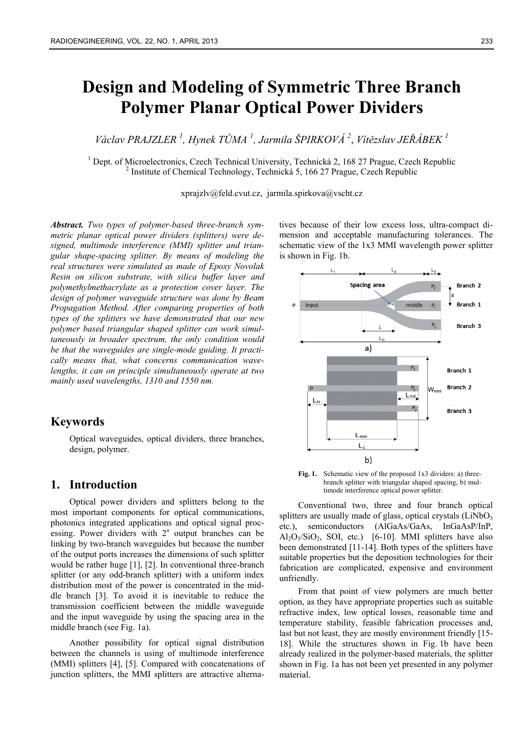# Design and Modeling of Symmetric Three Branch Polymer Planar Optical Power Dividers

*Václav PRAJZLER [1], Hynek TŮMA [1], Jarmila ŠPIRKOVÁ [2], Vítězslav JEŘÁBEK [1]*

[1] Dept. of Microelectronics, Czech Technical University, Technická 2, 168 27 Prague, Czech Republic
[2] Institute of Chemical Technology, Technická 5, 166 27 Prague, Czech Republic

xprajzlv@feld.cvut.cz, jarmila.spirkova@vscht.cz

***Abstract.*** *Two types of polymer-based three-branch symmetric planar optical power dividers (splitters) were designed, multimode interference (MMI) splitter and triangular shape-spacing splitter. By means of modeling the real structures were simulated as made of Epoxy Novolak Resin on silicon substrate, with silica buffer layer and polymethylmethacrylate as a protection cover layer. The design of polymer waveguide structure was done by Beam Propagation Method. After comparing properties of both types of the splitters we have demonstrated that our new polymer based triangular shaped splitter can work simultaneously in broader spectrum, the only condition would be that the waveguides are single-mode guiding. It practically means that, what concerns communication wavelengths, it can on principle simultaneously operate at two mainly used wavelengths, 1310 and 1550 nm.*

## Keywords

Optical waveguides, optical dividers, three branches, design, polymer.

## 1. Introduction

Optical power dividers and splitters belong to the most important components for optical communications, photonics integrated applications and optical signal processing. Power dividers with $2^n$ output branches can be linking by two-branch waveguides but because the number of the output ports increases the dimensions of such splitter would be rather huge [1], [2]. In conventional three-branch splitter (or any odd-branch splitter) with a uniform index distribution most of the power is concentrated in the middle branch [3]. To avoid it is inevitable to reduce the transmission coefficient between the middle waveguide and the input waveguide by using the spacing area in the middle branch (see Fig. 1a).

Another possibility for optical signal distribution between the channels is using of multimode interference (MMI) splitters [4], [5]. Compared with concatenations of junction splitters, the MMI splitters are attractive alternatives because of their low excess loss, ultra-compact dimension and acceptable manufacturing tolerances. The schematic view of the 1x3 MMI wavelength power splitter is shown in Fig. 1b.

Fig. 1. Schematic view of the proposed 1x3 dividers: a) three-branch splitter with triangular shaped spacing, b) multimode interference optical power splitter.

Conventional two, three and four branch optical splitters are usually made of glass, optical crystals ($LiNbO_3$ etc.), semiconductors (AlGaAs/GaAs, InGaAsP/InP, $Al_2O_3/SiO_2$, SOI, etc.) [6-10]. MMI splitters have also been demonstrated [11-14]. Both types of the splitters have suitable properties but the deposition technologies for their fabrication are complicated, expensive and environment unfriendly.

From that point of view polymers are much better option, as they have appropriate properties such as suitable refractive index, low optical losses, reasonable time and temperature stability, feasible fabrication processes and, last but not least, they are mostly environment friendly [15-18]. While the structures shown in Fig. 1b have been already realized in the polymer-based materials, the splitter shown in Fig. 1a has not been yet presented in any polymer material.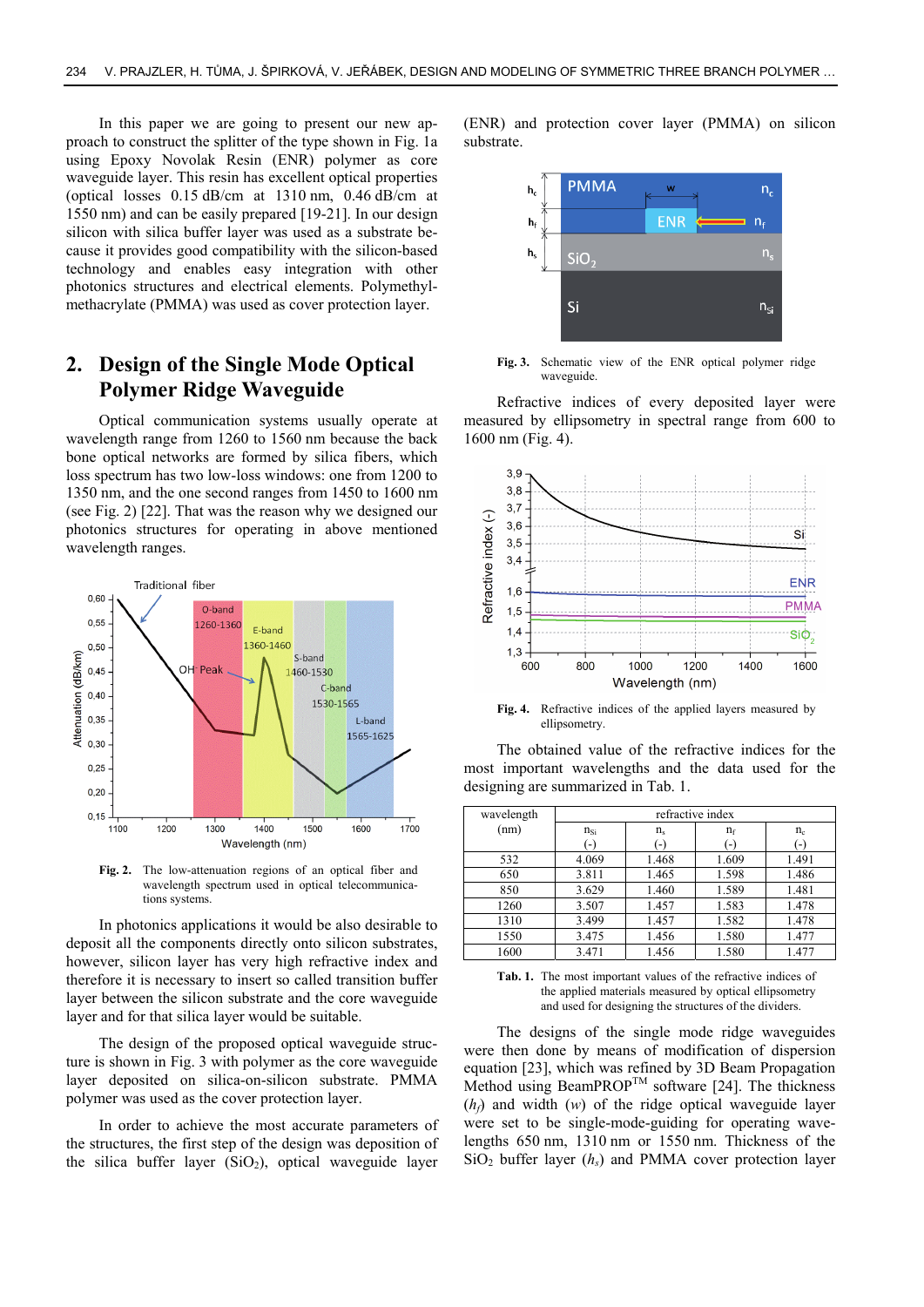In this paper we are going to present our new approach to construct the splitter of the type shown in Fig. 1a using Epoxy Novolak Resin (ENR) polymer as core waveguide layer. This resin has excellent optical properties (optical losses 0.15 dB/cm at 1310 nm, 0.46 dB/cm at 1550 nm) and can be easily prepared [19-21]. In our design silicon with silica buffer layer was used as a substrate because it provides good compatibility with the silicon-based technology and enables easy integration with other photonics structures and electrical elements. Polymethylmethacrylate (PMMA) was used as cover protection layer.

## 2. Design of the Single Mode Optical Polymer Ridge Waveguide

Optical communication systems usually operate at wavelength range from 1260 to 1560 nm because the back bone optical networks are formed by silica fibers, which loss spectrum has two low-loss windows: one from 1200 to 1350 nm, and the one second ranges from 1450 to 1600 nm (see Fig. 2) [22]. That was the reason why we designed our photonics structures for operating in above mentioned wavelength ranges.

**Fig. 2.** The low-attenuation regions of an optical fiber and wavelength spectrum used in optical telecommunications systems.

In photonics applications it would be also desirable to deposit all the components directly onto silicon substrates, however, silicon layer has very high refractive index and therefore it is necessary to insert so called transition buffer layer between the silicon substrate and the core waveguide layer and for that silica layer would be suitable.

The design of the proposed optical waveguide structure is shown in Fig. 3 with polymer as the core waveguide layer deposited on silica-on-silicon substrate. PMMA polymer was used as the cover protection layer.

In order to achieve the most accurate parameters of the structures, the first step of the design was deposition of the silica buffer layer ($SiO_2$), optical waveguide layer (ENR) and protection cover layer (PMMA) on silicon substrate.

**Fig. 3.** Schematic view of the ENR optical polymer ridge waveguide.

Refractive indices of every deposited layer were measured by ellipsometry in spectral range from 600 to 1600 nm (Fig. 4).

**Fig. 4.** Refractive indices of the applied layers measured by ellipsometry.

The obtained value of the refractive indices for the most important wavelengths and the data used for the designing are summarized in Tab. 1.

| wavelength (nm) | refractive index | | | |
|---|---|---|---|---|
| | $n_{Si}$ (-) | $n_s$ (-) | $n_f$ (-) | $n_c$ (-) |
| 532 | 4.069 | 1.468 | 1.609 | 1.491 |
| 650 | 3.811 | 1.465 | 1.598 | 1.486 |
| 850 | 3.629 | 1.460 | 1.589 | 1.481 |
| 1260 | 3.507 | 1.457 | 1.583 | 1.478 |
| 1310 | 3.499 | 1.457 | 1.582 | 1.478 |
| 1550 | 3.475 | 1.456 | 1.580 | 1.477 |
| 1600 | 3.471 | 1.456 | 1.580 | 1.477 |

**Tab. 1.** The most important values of the refractive indices of the applied materials measured by optical ellipsometry and used for designing the structures of the dividers.

The designs of the single mode ridge waveguides were then done by means of modification of dispersion equation [23], which was refined by 3D Beam Propagation Method using BeamPROP[TM] software [24]. The thickness ($h_f$) and width ($w$) of the ridge optical waveguide layer were set to be single-mode-guiding for operating wavelengths 650 nm, 1310 nm or 1550 nm. Thickness of the $SiO_2$ buffer layer ($h_s$) and PMMA cover protection layer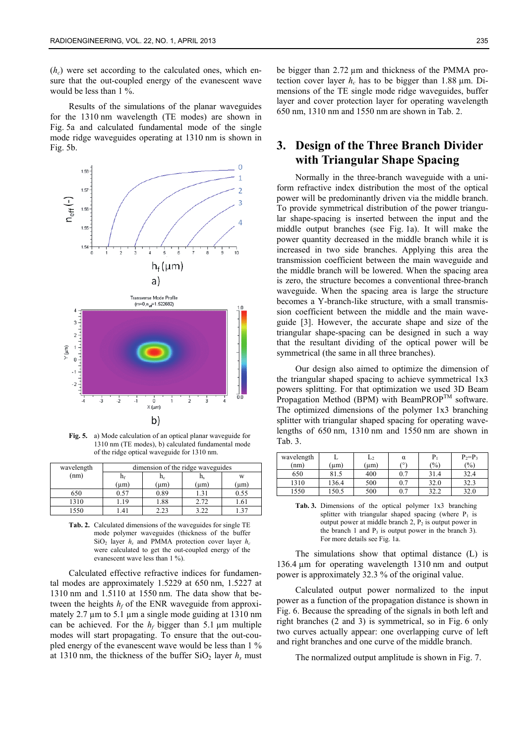($h_c$) were set according to the calculated ones, which ensure that the out-coupled energy of the evanescent wave would be less than 1 %.

Results of the simulations of the planar waveguides for the 1310 nm wavelength (TE modes) are shown in Fig. 5a and calculated fundamental mode of the single mode ridge waveguides operating at 1310 nm is shown in Fig. 5b.

**Fig. 5.** a) Mode calculation of an optical planar waveguide for 1310 nm (TE modes), b) calculated fundamental mode of the ridge optical waveguide for 1310 nm.

| wavelength (nm) | dimension of the ridge waveguides | | | |
|---|---|---|---|---|
| | $h_f$ (μm) | $h_c$ (μm) | $h_s$ (μm) | w (μm) |
| 650 | 0.57 | 0.89 | 1.31 | 0.55 |
| 1310 | 1.19 | 1.88 | 2.72 | 1.61 |
| 1550 | 1.41 | 2.23 | 3.22 | 1.37 |

**Tab. 2.** Calculated dimensions of the waveguides for single TE mode polymer waveguides (thickness of the buffer $SiO_2$ layer $h_s$ and PMMA protection cover layer $h_c$ were calculated to get the out-coupled energy of the evanescent wave less than 1 %).

Calculated effective refractive indices for fundamental modes are approximately 1.5229 at 650 nm, 1.5227 at 1310 nm and 1.5110 at 1550 nm. The data show that between the heights $h_f$ of the ENR waveguide from approximately 2.7 μm to 5.1 μm a single mode guiding at 1310 nm can be achieved. For the $h_f$ bigger than 5.1 μm multiple modes will start propagating. To ensure that the out-coupled energy of the evanescent wave would be less than 1 % at 1310 nm, the thickness of the buffer $SiO_2$ layer $h_s$ must be bigger than 2.72 μm and thickness of the PMMA protection cover layer $h_c$ has to be bigger than 1.88 μm. Dimensions of the TE single mode ridge waveguides, buffer layer and cover protection layer for operating wavelength 650 nm, 1310 nm and 1550 nm are shown in Tab. 2.

## 3. Design of the Three Branch Divider with Triangular Shape Spacing

Normally in the three-branch waveguide with a uniform refractive index distribution the most of the optical power will be predominantly driven via the middle branch. To provide symmetrical distribution of the power triangular shape-spacing is inserted between the input and the middle output branches (see Fig. 1a). It will make the power quantity decreased in the middle branch while it is increased in two side branches. Applying this area the transmission coefficient between the main waveguide and the middle branch will be lowered. When the spacing area is zero, the structure becomes a conventional three-branch waveguide. When the spacing area is large the structure becomes a Y-branch-like structure, with a small transmission coefficient between the middle and the main waveguide [3]. However, the accurate shape and size of the triangular shape-spacing can be designed in such a way that the resultant dividing of the optical power will be symmetrical (the same in all three branches).

Our design also aimed to optimize the dimension of the triangular shaped spacing to achieve symmetrical 1x3 powers splitting. For that optimization we used 3D Beam Propagation Method (BPM) with BeamPROP[TM] software. The optimized dimensions of the polymer 1x3 branching splitter with triangular shaped spacing for operating wavelengths of 650 nm, 1310 nm and 1550 nm are shown in Tab. 3.

| wavelength (nm) | L (μm) | $L_2$ (μm) | α (°) | $P_1$ (%) | $P_2=P_3$ (%) |
|---|---|---|---|---|---|
| 650 | 81.5 | 400 | 0.7 | 31.4 | 32.4 |
| 1310 | 136.4 | 500 | 0.7 | 32.0 | 32.3 |
| 1550 | 150.5 | 500 | 0.7 | 32.2 | 32.0 |

**Tab. 3.** Dimensions of the optical polymer 1x3 branching splitter with triangular shaped spacing (where $P_1$ is output power at middle branch 2, $P_2$ is output power in the branch 1 and $P_3$ is output power in the branch 3). For more details see Fig. 1a.

The simulations show that optimal distance (L) is 136.4 μm for operating wavelength 1310 nm and output power is approximately 32.3 % of the original value.

Calculated output power normalized to the input power as a function of the propagation distance is shown in Fig. 6. Because the spreading of the signals in both left and right branches (2 and 3) is symmetrical, so in Fig. 6 only two curves actually appear: one overlapping curve of left and right branches and one curve of the middle branch.

The normalized output amplitude is shown in Fig. 7.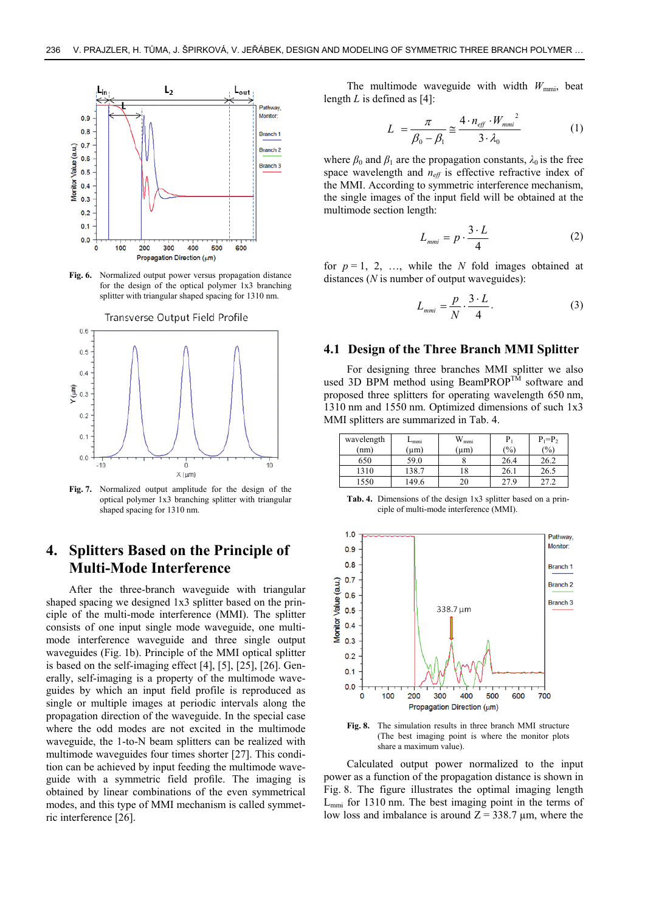Fig. 6. Normalized output power versus propagation distance for the design of the optical polymer 1x3 branching splitter with triangular shaped spacing for 1310 nm.

Fig. 7. Normalized output amplitude for the design of the optical polymer 1x3 branching splitter with triangular shaped spacing for 1310 nm.

# 4. Splitters Based on the Principle of Multi-Mode Interference

After the three-branch waveguide with triangular shaped spacing we designed 1x3 splitter based on the principle of the multi-mode interference (MMI). The splitter consists of one input single mode waveguide, one multi-mode interference waveguide and three single output waveguides (Fig. 1b). Principle of the MMI optical splitter is based on the self-imaging effect [4], [5], [25], [26]. Generally, self-imaging is a property of the multimode waveguides by which an input field profile is reproduced as single or multiple images at periodic intervals along the propagation direction of the waveguide. In the special case where the odd modes are not excited in the multimode waveguide, the 1-to-N beam splitters can be realized with multimode waveguides four times shorter [27]. This condition can be achieved by input feeding the multimode waveguide with a symmetric field profile. The imaging is obtained by linear combinations of the even symmetrical modes, and this type of MMI mechanism is called symmetric interference [26].

The multimode waveguide with width $W_{mmi}$, beat length $L$ is defined as [4]:

$$L = \frac{\pi}{\beta_0 - \beta_1} \cong \frac{4 \cdot n_{eff} \cdot W_{mmi}^{\ 2}}{3 \cdot \lambda_0} \tag{1}$$

where $\beta_0$ and $\beta_1$ are the propagation constants, $\lambda_0$ is the free space wavelength and $n_{eff}$ is effective refractive index of the MMI. According to symmetric interference mechanism, the single images of the input field will be obtained at the multimode section length:

$$L_{mmi} = p \cdot \frac{3 \cdot L}{4} \tag{2}$$

for $p = 1, 2, \ldots$, while the $N$ fold images obtained at distances ($N$ is number of output waveguides):

$$L_{mmi} = \frac{p}{N} \cdot \frac{3 \cdot L}{4}. \tag{3}$$

## 4.1 Design of the Three Branch MMI Splitter

For designing three branches MMI splitter we also used 3D BPM method using BeamPROP™ software and proposed three splitters for operating wavelength 650 nm, 1310 nm and 1550 nm. Optimized dimensions of such 1x3 MMI splitters are summarized in Tab. 4.

| wavelength (nm) | $L_{mmi}$ (µm) | $W_{mmi}$ (µm) | $P_1$ (%) | $P_1=P_2$ (%) |
|---|---|---|---|---|
| 650 | 59.0 | 8 | 26.4 | 26.2 |
| 1310 | 138.7 | 18 | 26.1 | 26.5 |
| 1550 | 149.6 | 20 | 27.9 | 27.2 |

Tab. 4. Dimensions of the design 1x3 splitter based on a principle of multi-mode interference (MMI).

Fig. 8. The simulation results in three branch MMI structure (The best imaging point is where the monitor plots share a maximum value).

Calculated output power normalized to the input power as a function of the propagation distance is shown in Fig. 8. The figure illustrates the optimal imaging length $L_{mmi}$ for 1310 nm. The best imaging point in the terms of low loss and imbalance is around Z = 338.7 µm, where the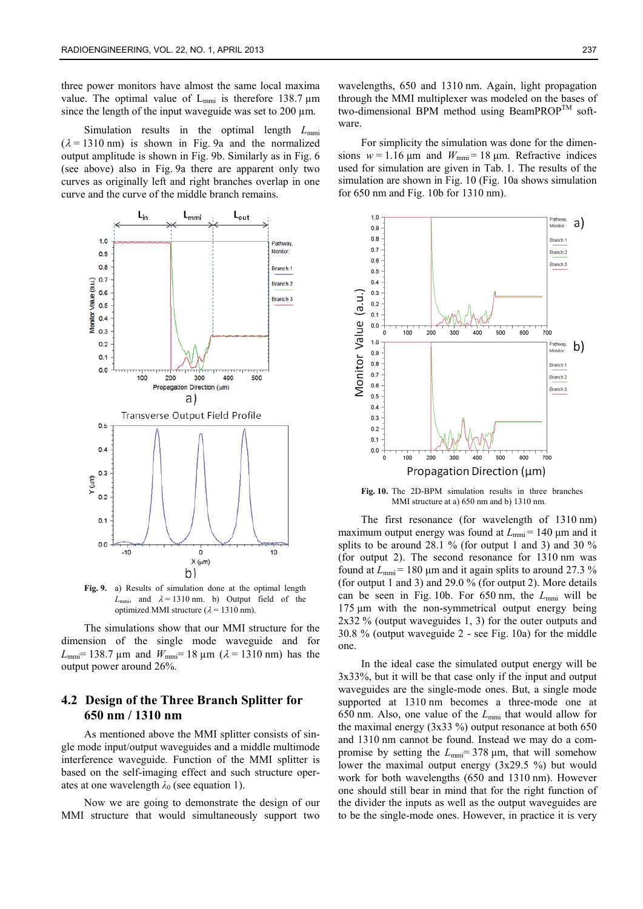three power monitors have almost the same local maxima value. The optimal value of $L_{mmi}$ is therefore 138.7 µm since the length of the input waveguide was set to 200 µm.

Simulation results in the optimal length $L_{mmi}$ ($\lambda$ = 1310 nm) is shown in Fig. 9a and the normalized output amplitude is shown in Fig. 9b. Similarly as in Fig. 6 (see above) also in Fig. 9a there are apparent only two curves as originally left and right branches overlap in one curve and the curve of the middle branch remains.

**Fig. 9.** a) Results of simulation done at the optimal length $L_{mmi}$, and $\lambda$ = 1310 nm. b) Output field of the optimized MMI structure ($\lambda$ = 1310 nm).

The simulations show that our MMI structure for the dimension of the single mode waveguide and for $L_{mmi}$ = 138.7 µm and $W_{mmi}$ = 18 µm ($\lambda$ = 1310 nm) has the output power around 26%.

## 4.2 Design of the Three Branch Splitter for 650 nm / 1310 nm

As mentioned above the MMI splitter consists of single mode input/output waveguides and a middle multimode interference waveguide. Function of the MMI splitter is based on the self-imaging effect and such structure operates at one wavelength $\lambda_0$ (see equation 1).

Now we are going to demonstrate the design of our MMI structure that would simultaneously support two wavelengths, 650 and 1310 nm. Again, light propagation through the MMI multiplexer was modeled on the bases of two-dimensional BPM method using BeamPROP™ software.

For simplicity the simulation was done for the dimensions $w$ = 1.16 µm and $W_{mmi}$ = 18 µm. Refractive indices used for simulation are given in Tab. 1. The results of the simulation are shown in Fig. 10 (Fig. 10a shows simulation for 650 nm and Fig. 10b for 1310 nm).

**Fig. 10.** The 2D-BPM simulation results in three branches MMI structure at a) 650 nm and b) 1310 nm.

The first resonance (for wavelength of 1310 nm) maximum output energy was found at $L_{mmi}$ = 140 µm and it splits to be around 28.1 % (for output 1 and 3) and 30 % (for output 2). The second resonance for 1310 nm was found at $L_{mmi}$ = 180 µm and it again splits to around 27.3 % (for output 1 and 3) and 29.0 % (for output 2). More details can be seen in Fig. 10b. For 650 nm, the $L_{mmi}$ will be 175 µm with the non-symmetrical output energy being 2x32 % (output waveguides 1, 3) for the outer outputs and 30.8 % (output waveguide 2 - see Fig. 10a) for the middle one.

In the ideal case the simulated output energy will be 3x33%, but it will be that case only if the input and output waveguides are the single-mode ones. But, a single mode supported at 1310 nm becomes a three-mode one at 650 nm. Also, one value of the $L_{mmi}$ that would allow for the maximal energy (3x33 %) output resonance at both 650 and 1310 nm cannot be found. Instead we may do a compromise by setting the $L_{mmi}$ = 378 µm, that will somehow lower the maximal output energy (3x29.5 %) but would work for both wavelengths (650 and 1310 nm). However one should still bear in mind that for the right function of the divider the inputs as well as the output waveguides are to be the single-mode ones. However, in practice it is very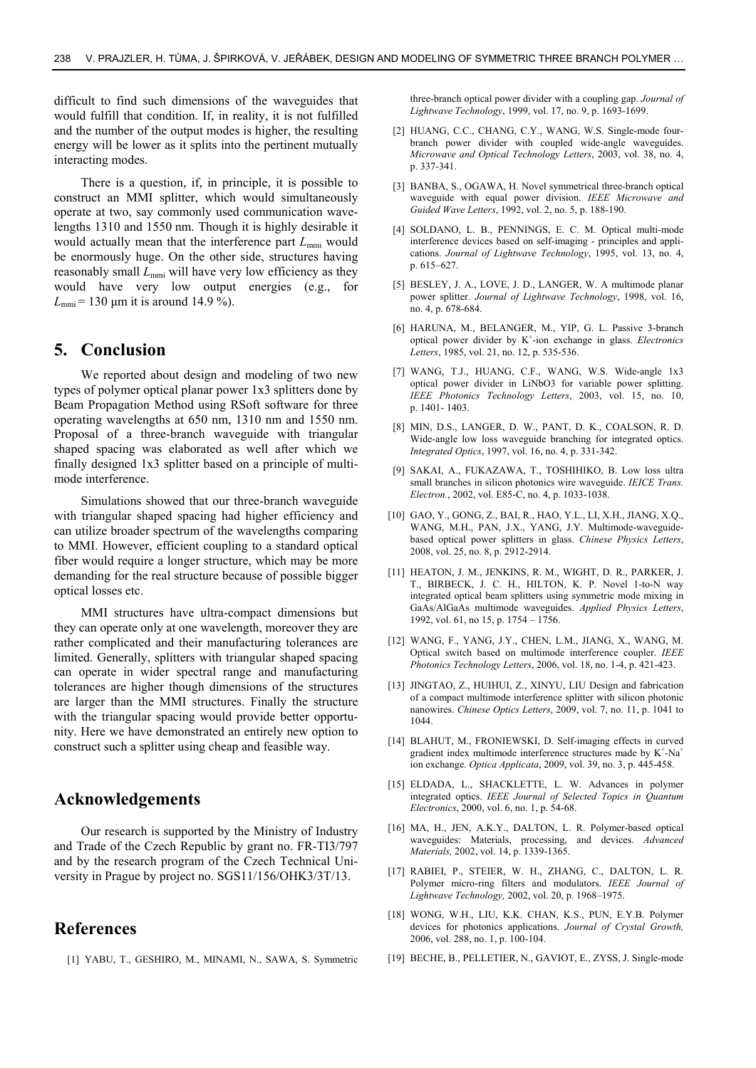difficult to find such dimensions of the waveguides that would fulfill that condition. If, in reality, it is not fulfilled and the number of the output modes is higher, the resulting energy will be lower as it splits into the pertinent mutually interacting modes.

There is a question, if, in principle, it is possible to construct an MMI splitter, which would simultaneously operate at two, say commonly used communication wavelengths 1310 and 1550 nm. Though it is highly desirable it would actually mean that the interference part $L_{mmi}$ would be enormously huge. On the other side, structures having reasonably small $L_{mmi}$ will have very low efficiency as they would have very low output energies (e.g., for $L_{mmi}$ = 130 μm it is around 14.9 %).

## 5. Conclusion

We reported about design and modeling of two new types of polymer optical planar power 1x3 splitters done by Beam Propagation Method using RSoft software for three operating wavelengths at 650 nm, 1310 nm and 1550 nm. Proposal of a three-branch waveguide with triangular shaped spacing was elaborated as well after which we finally designed 1x3 splitter based on a principle of multi-mode interference.

Simulations showed that our three-branch waveguide with triangular shaped spacing had higher efficiency and can utilize broader spectrum of the wavelengths comparing to MMI. However, efficient coupling to a standard optical fiber would require a longer structure, which may be more demanding for the real structure because of possible bigger optical losses etc.

MMI structures have ultra-compact dimensions but they can operate only at one wavelength, moreover they are rather complicated and their manufacturing tolerances are limited. Generally, splitters with triangular shaped spacing can operate in wider spectral range and manufacturing tolerances are higher though dimensions of the structures are larger than the MMI structures. Finally the structure with the triangular spacing would provide better opportunity. Here we have demonstrated an entirely new option to construct such a splitter using cheap and feasible way.

## Acknowledgements

Our research is supported by the Ministry of Industry and Trade of the Czech Republic by grant no. FR-TI3/797 and by the research program of the Czech Technical University in Prague by project no. SGS11/156/OHK3/3T/13.

## References

[1] YABU, T., GESHIRO, M., MINAMI, N., SAWA, S. Symmetric three-branch optical power divider with a coupling gap. *Journal of Lightwave Technology*, 1999, vol. 17, no. 9, p. 1693-1699.

[2] HUANG, C.C., CHANG, C.Y., WANG, W.S. Single-mode four-branch power divider with coupled wide-angle waveguides. *Microwave and Optical Technology Letters*, 2003, vol. 38, no. 4, p. 337-341.

[3] BANBA, S., OGAWA, H. Novel symmetrical three-branch optical waveguide with equal power division. *IEEE Microwave and Guided Wave Letters*, 1992, vol. 2, no. 5, p. 188-190.

[4] SOLDANO, L. B., PENNINGS, E. C. M. Optical multi-mode interference devices based on self-imaging - principles and applications. *Journal of Lightwave Technology*, 1995, vol. 13, no. 4, p. 615–627.

[5] BESLEY, J. A., LOVE, J. D., LANGER, W. A multimode planar power splitter. *Journal of Lightwave Technology*, 1998, vol. 16, no. 4, p. 678-684.

[6] HARUNA, M., BELANGER, M., YIP, G. L. Passive 3-branch optical power divider by $K^+$-ion exchange in glass. *Electronics Letters*, 1985, vol. 21, no. 12, p. 535-536.

[7] WANG, T.J., HUANG, C.F., WANG, W.S. Wide-angle 1x3 optical power divider in LiNbO3 for variable power splitting. *IEEE Photonics Technology Letters*, 2003, vol. 15, no. 10, p. 1401- 1403.

[8] MIN, D.S., LANGER, D. W., PANT, D. K., COALSON, R. D. Wide-angle low loss waveguide branching for integrated optics. *Integrated Optics*, 1997, vol. 16, no. 4, p. 331-342.

[9] SAKAI, A., FUKAZAWA, T., TOSHIHIKO, B. Low loss ultra small branches in silicon photonics wire waveguide. *IEICE Trans. Electron.*, 2002, vol. E85-C, no. 4, p. 1033-1038.

[10] GAO, Y., GONG, Z., BAI, R., HAO, Y.L., LI, X.H., JIANG, X.Q., WANG, M.H., PAN, J.X., YANG, J.Y. Multimode-waveguide-based optical power splitters in glass. *Chinese Physics Letters*, 2008, vol. 25, no. 8, p. 2912-2914.

[11] HEATON, J. M., JENKINS, R. M., WIGHT, D. R., PARKER, J. T., BIRBECK, J. C. H., HILTON, K. P. Novel 1-to-N way integrated optical beam splitters using symmetric mode mixing in GaAs/AlGaAs multimode waveguides. *Applied Physics Letters*, 1992, vol. 61, no 15, p. 1754 – 1756.

[12] WANG, F., YANG, J.Y., CHEN, L.M., JIANG, X., WANG, M. Optical switch based on multimode interference coupler. *IEEE Photonics Technology Letters*, 2006, vol. 18, no. 1-4, p. 421-423.

[13] JINGTAO, Z., HUIHUI, Z., XINYU, LIU Design and fabrication of a compact multimode interference splitter with silicon photonic nanowires. *Chinese Optics Letters*, 2009, vol. 7, no. 11, p. 1041 to 1044.

[14] BLAHUT, M., FRONIEWSKI, D. Self-imaging effects in curved gradient index multimode interference structures made by $K^+$-$Na^+$ ion exchange. *Optica Applicata*, 2009, vol. 39, no. 3, p. 445-458.

[15] ELDADA, L., SHACKLETTE, L. W. Advances in polymer integrated optics. *IEEE Journal of Selected Topics in Quantum Electronics*, 2000, vol. 6, no. 1, p. 54-68.

[16] MA, H., JEN, A.K.Y., DALTON, L. R. Polymer-based optical waveguides: Materials, processing, and devices. *Advanced Materials,* 2002, vol. 14, p. 1339-1365.

[17] RABIEI, P., STEIER, W. H., ZHANG, C., DALTON, L. R. Polymer micro-ring filters and modulators. *IEEE Journal of Lightwave Technology,* 2002, vol. 20, p. 1968–1975.

[18] WONG, W.H., LIU, K.K. CHAN, K.S., PUN, E.Y.B. Polymer devices for photonics applications. *Journal of Crystal Growth,* 2006, vol. 288, no. 1, p. 100-104.

[19] BECHE, B., PELLETIER, N., GAVIOT, E., ZYSS, J. Single-mode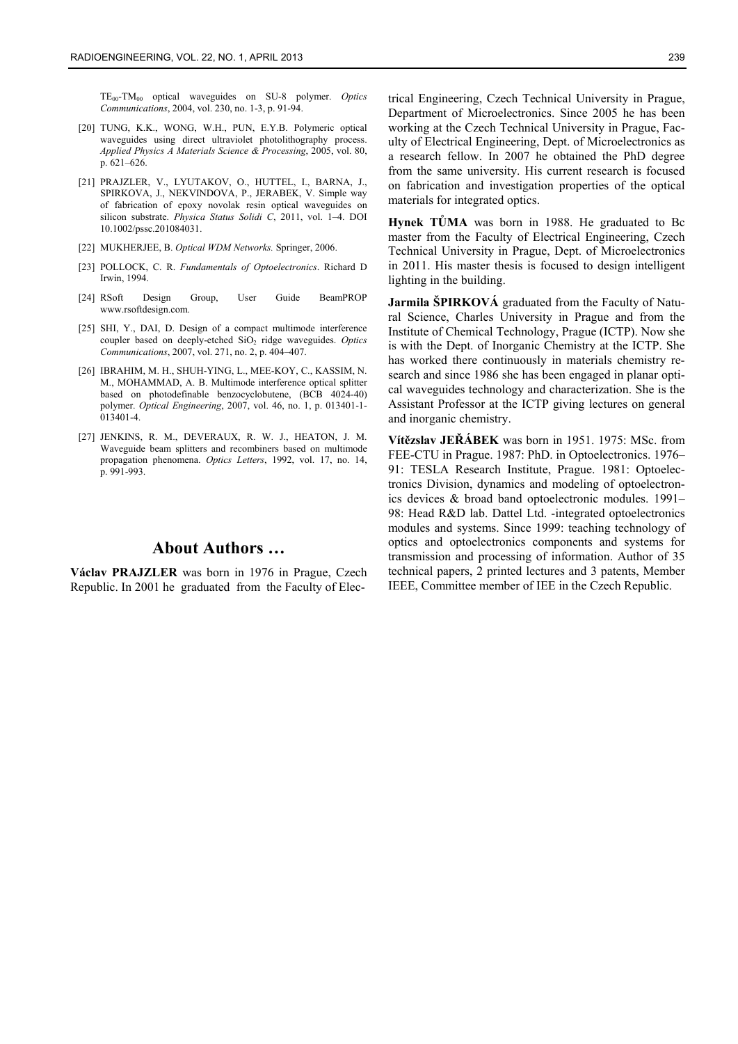$TE_{00}$-$TM_{00}$ optical waveguides on SU-8 polymer. *Optics Communications*, 2004, vol. 230, no. 1-3, p. 91-94.

[20] TUNG, K.K., WONG, W.H., PUN, E.Y.B. Polymeric optical waveguides using direct ultraviolet photolithography process. *Applied Physics A Materials Science & Processing*, 2005, vol. 80, p. 621–626.

[21] PRAJZLER, V., LYUTAKOV, O., HUTTEL, I., BARNA, J., SPIRKOVA, J., NEKVINDOVA, P., JERABEK, V. Simple way of fabrication of epoxy novolak resin optical waveguides on silicon substrate. *Physica Status Solidi C*, 2011, vol. 1–4. DOI 10.1002/pssc.201084031.

[22] MUKHERJEE, B. *Optical WDM Networks.* Springer, 2006.

[23] POLLOCK, C. R. *Fundamentals of Optoelectronics*. Richard D Irwin, 1994.

[24] RSoft Design Group, User Guide BeamPROP www.rsoftdesign.com.

[25] SHI, Y., DAI, D. Design of a compact multimode interference coupler based on deeply-etched $SiO_2$ ridge waveguides. *Optics Communications*, 2007, vol. 271, no. 2, p. 404–407.

[26] IBRAHIM, M. H., SHUH-YING, L., MEE-KOY, C., KASSIM, N. M., MOHAMMAD, A. B. Multimode interference optical splitter based on photodefinable benzocyclobutene, (BCB 4024-40) polymer. *Optical Engineering*, 2007, vol. 46, no. 1, p. 013401-1-013401-4.

[27] JENKINS, R. M., DEVERAUX, R. W. J., HEATON, J. M. Waveguide beam splitters and recombiners based on multimode propagation phenomena. *Optics Letters*, 1992, vol. 17, no. 14, p. 991-993.

## About Authors …

**Václav PRAJZLER** was born in 1976 in Prague, Czech Republic. In 2001 he graduated from the Faculty of Electrical Engineering, Czech Technical University in Prague, Department of Microelectronics. Since 2005 he has been working at the Czech Technical University in Prague, Faculty of Electrical Engineering, Dept. of Microelectronics as a research fellow. In 2007 he obtained the PhD degree from the same university. His current research is focused on fabrication and investigation properties of the optical materials for integrated optics.

**Hynek TŮMA** was born in 1988. He graduated to Bc master from the Faculty of Electrical Engineering, Czech Technical University in Prague, Dept. of Microelectronics in 2011. His master thesis is focused to design intelligent lighting in the building.

**Jarmila ŠPIRKOVÁ** graduated from the Faculty of Natural Science, Charles University in Prague and from the Institute of Chemical Technology, Prague (ICTP). Now she is with the Dept. of Inorganic Chemistry at the ICTP. She has worked there continuously in materials chemistry research and since 1986 she has been engaged in planar optical waveguides technology and characterization. She is the Assistant Professor at the ICTP giving lectures on general and inorganic chemistry.

**Vítězslav JEŘÁBEK** was born in 1951. 1975: MSc. from FEE-CTU in Prague. 1987: PhD. in Optoelectronics. 1976–91: TESLA Research Institute, Prague. 1981: Optoelectronics Division, dynamics and modeling of optoelectronics devices & broad band optoelectronic modules. 1991–98: Head R&D lab. Dattel Ltd. -integrated optoelectronics modules and systems. Since 1999: teaching technology of optics and optoelectronics components and systems for transmission and processing of information. Author of 35 technical papers, 2 printed lectures and 3 patents, Member IEEE, Committee member of IEE in the Czech Republic.